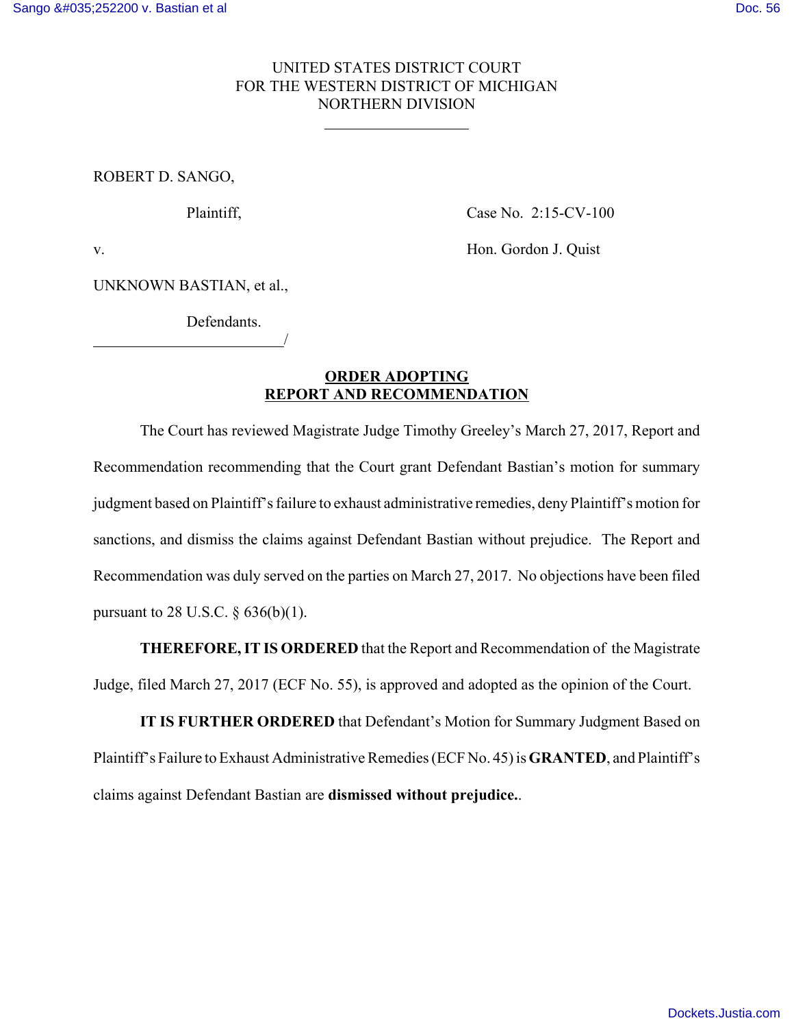UNITED STATES DISTRICT COURT
FOR THE WESTERN DISTRICT OF MICHIGAN
NORTHERN DIVISION

ROBERT D. SANGO,

Plaintiff,

v.

UNKNOWN BASTIAN, et al.,

Defendants.

Case No. 2:15-CV-100

Hon. Gordon J. Quist

## ORDER ADOPTING REPORT AND RECOMMENDATION

The Court has reviewed Magistrate Judge Timothy Greeley's March 27, 2017, Report and Recommendation recommending that the Court grant Defendant Bastian's motion for summary judgment based on Plaintiff's failure to exhaust administrative remedies, deny Plaintiff's motion for sanctions, and dismiss the claims against Defendant Bastian without prejudice. The Report and Recommendation was duly served on the parties on March 27, 2017. No objections have been filed pursuant to 28 U.S.C. § 636(b)(1).

**THEREFORE, IT IS ORDERED** that the Report and Recommendation of the Magistrate Judge, filed March 27, 2017 (ECF No. 55), is approved and adopted as the opinion of the Court.

**IT IS FURTHER ORDERED** that Defendant's Motion for Summary Judgment Based on Plaintiff's Failure to Exhaust Administrative Remedies (ECF No. 45) is **GRANTED**, and Plaintiff's claims against Defendant Bastian are **dismissed without prejudice.**.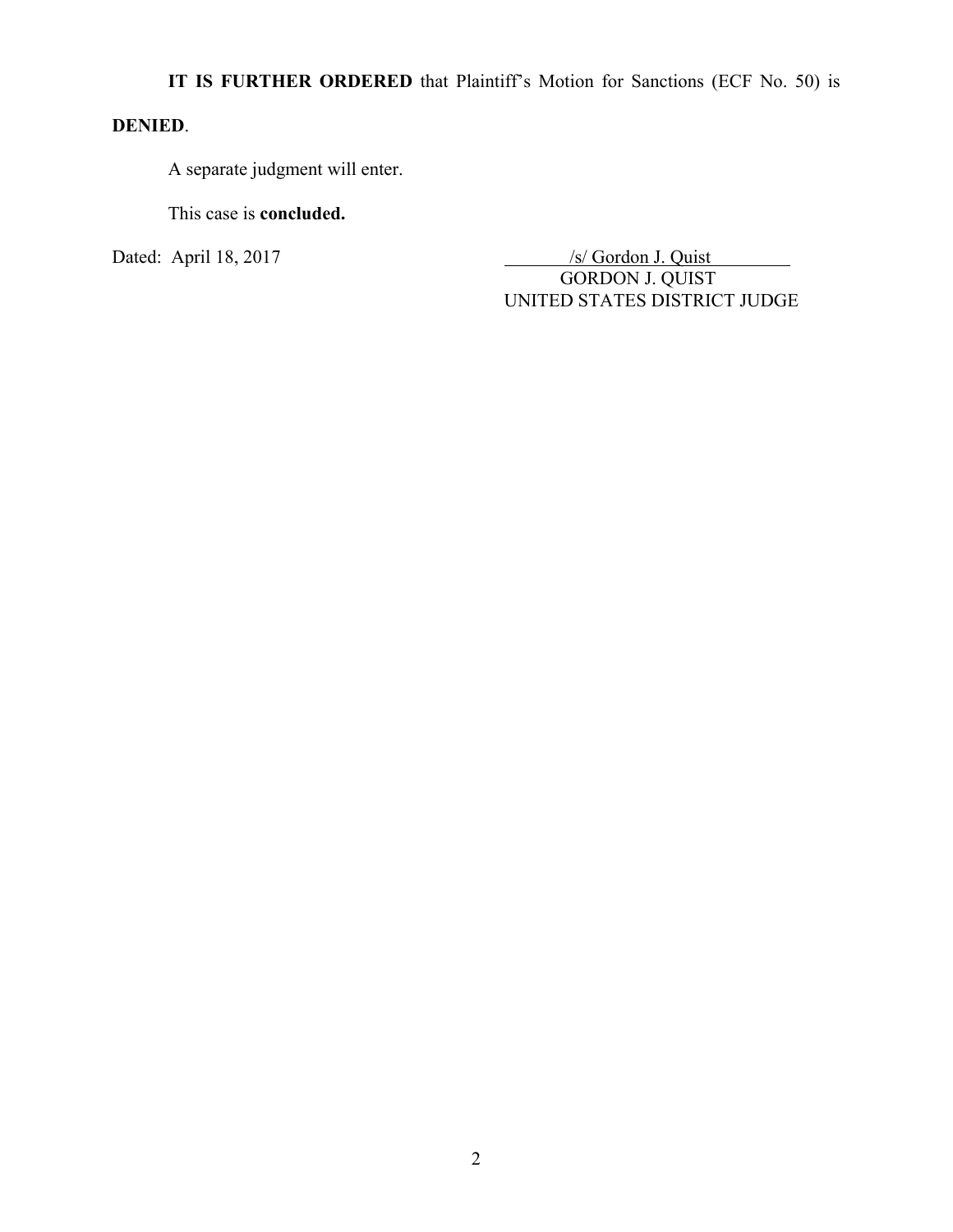**IT IS FURTHER ORDERED** that Plaintiff's Motion for Sanctions (ECF No. 50) is **DENIED**.

A separate judgment will enter.

This case is **concluded.**

Dated: April 18, 2017

/s/ Gordon J. Quist
GORDON J. QUIST
UNITED STATES DISTRICT JUDGE